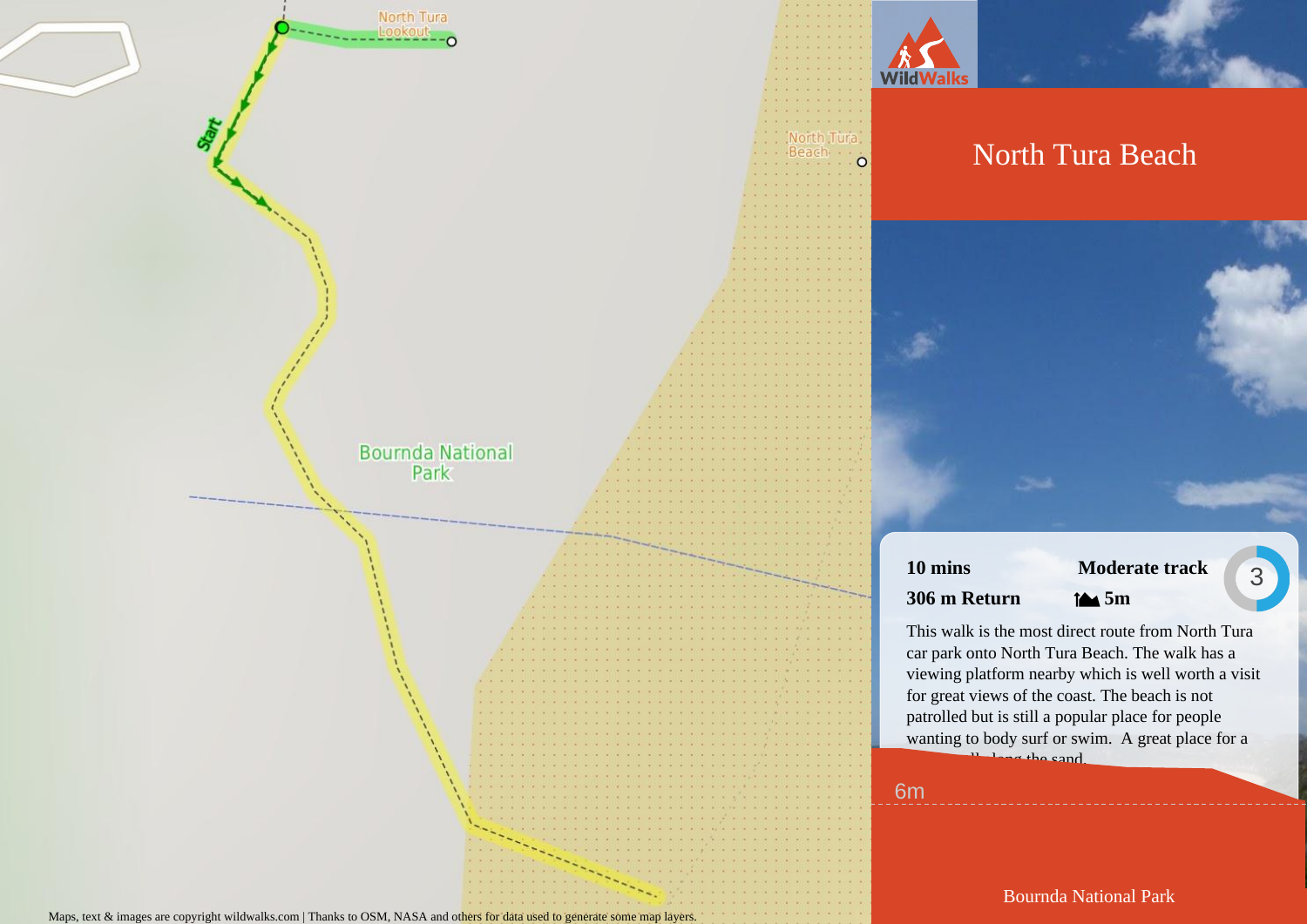# North Tura Beach

**10 mins** **Moderate track** 3

**306 m Return** **5m**

This walk is the most direct route from North Tura car park onto North Tura Beach. The walk has a viewing platform nearby which is well worth a visit for great views of the coast. The beach is not patrolled but is still a popular place for people wanting to body surf or swim. A great place for a ... along the sand.

6m

Bournda National Park

North Tura Lookout

Start

North Tura Beach

Bournda National Park

Maps, text & images are copyright wildwalks.com | Thanks to OSM, NASA and others for data used to generate some map layers.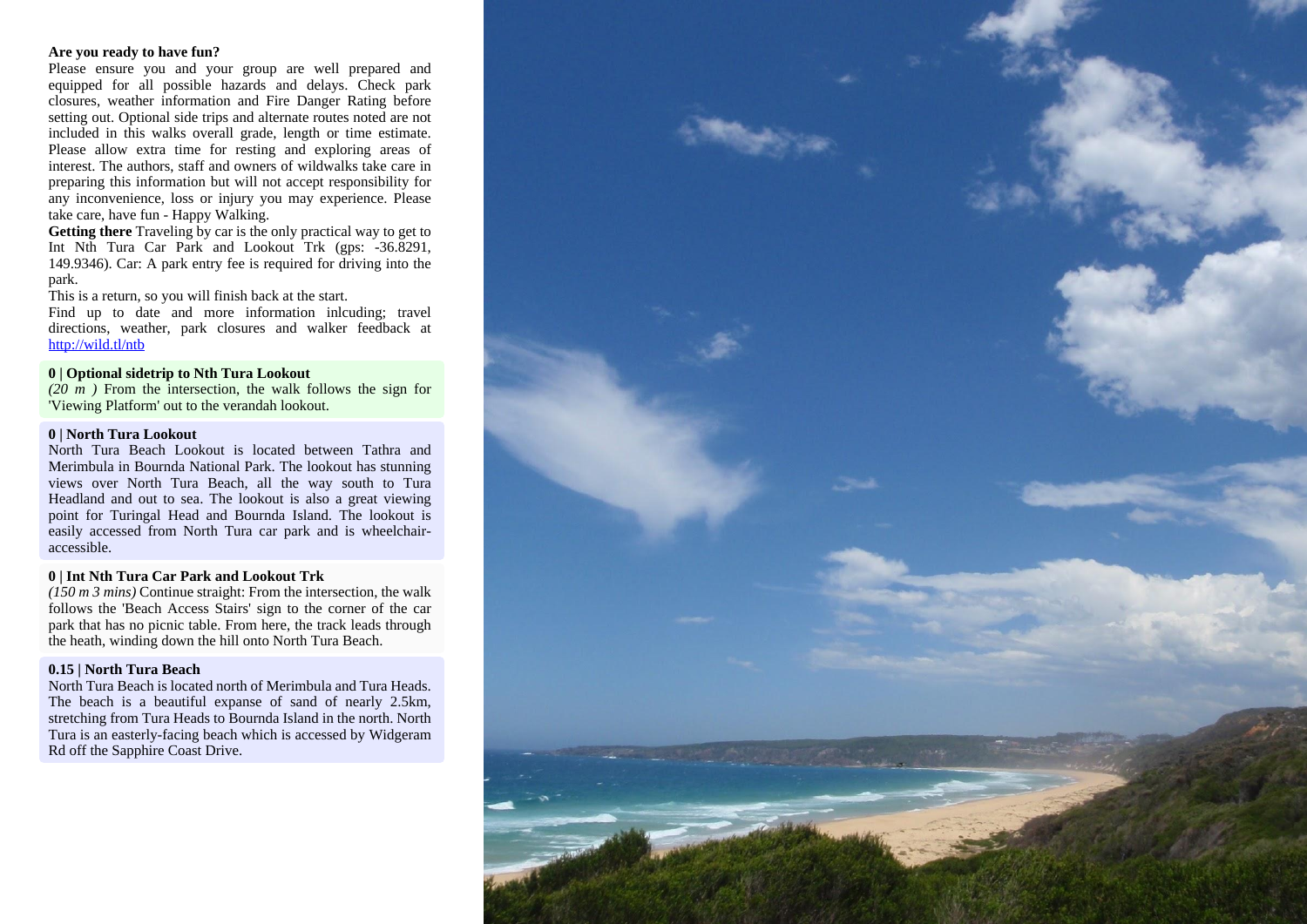**Are you ready to have fun?**
Please ensure you and your group are well prepared and equipped for all possible hazards and delays. Check park closures, weather information and Fire Danger Rating before setting out. Optional side trips and alternate routes noted are not included in this walks overall grade, length or time estimate. Please allow extra time for resting and exploring areas of interest. The authors, staff and owners of wildwalks take care in preparing this information but will not accept responsibility for any inconvenience, loss or injury you may experience. Please take care, have fun - Happy Walking.

**Getting there** Traveling by car is the only practical way to get to Int Nth Tura Car Park and Lookout Trk (gps: -36.8291, 149.9346). Car: A park entry fee is required for driving into the park.

This is a return, so you will finish back at the start.

Find up to date and more information inlcuding; travel directions, weather, park closures and walker feedback at http://wild.tl/ntb

**0 | Optional sidetrip to Nth Tura Lookout**
*(20 m )* From the intersection, the walk follows the sign for 'Viewing Platform' out to the verandah lookout.

**0 | North Tura Lookout**
North Tura Beach Lookout is located between Tathra and Merimbula in Bournda National Park. The lookout has stunning views over North Tura Beach, all the way south to Tura Headland and out to sea. The lookout is also a great viewing point for Turingal Head and Bournda Island. The lookout is easily accessed from North Tura car park and is wheelchair-accessible.

**0 | Int Nth Tura Car Park and Lookout Trk**
*(150 m 3 mins)* Continue straight: From the intersection, the walk follows the 'Beach Access Stairs' sign to the corner of the car park that has no picnic table. From here, the track leads through the heath, winding down the hill onto North Tura Beach.

**0.15 | North Tura Beach**
North Tura Beach is located north of Merimbula and Tura Heads. The beach is a beautiful expanse of sand of nearly 2.5km, stretching from Tura Heads to Bournda Island in the north. North Tura is an easterly-facing beach which is accessed by Widgeram Rd off the Sapphire Coast Drive.